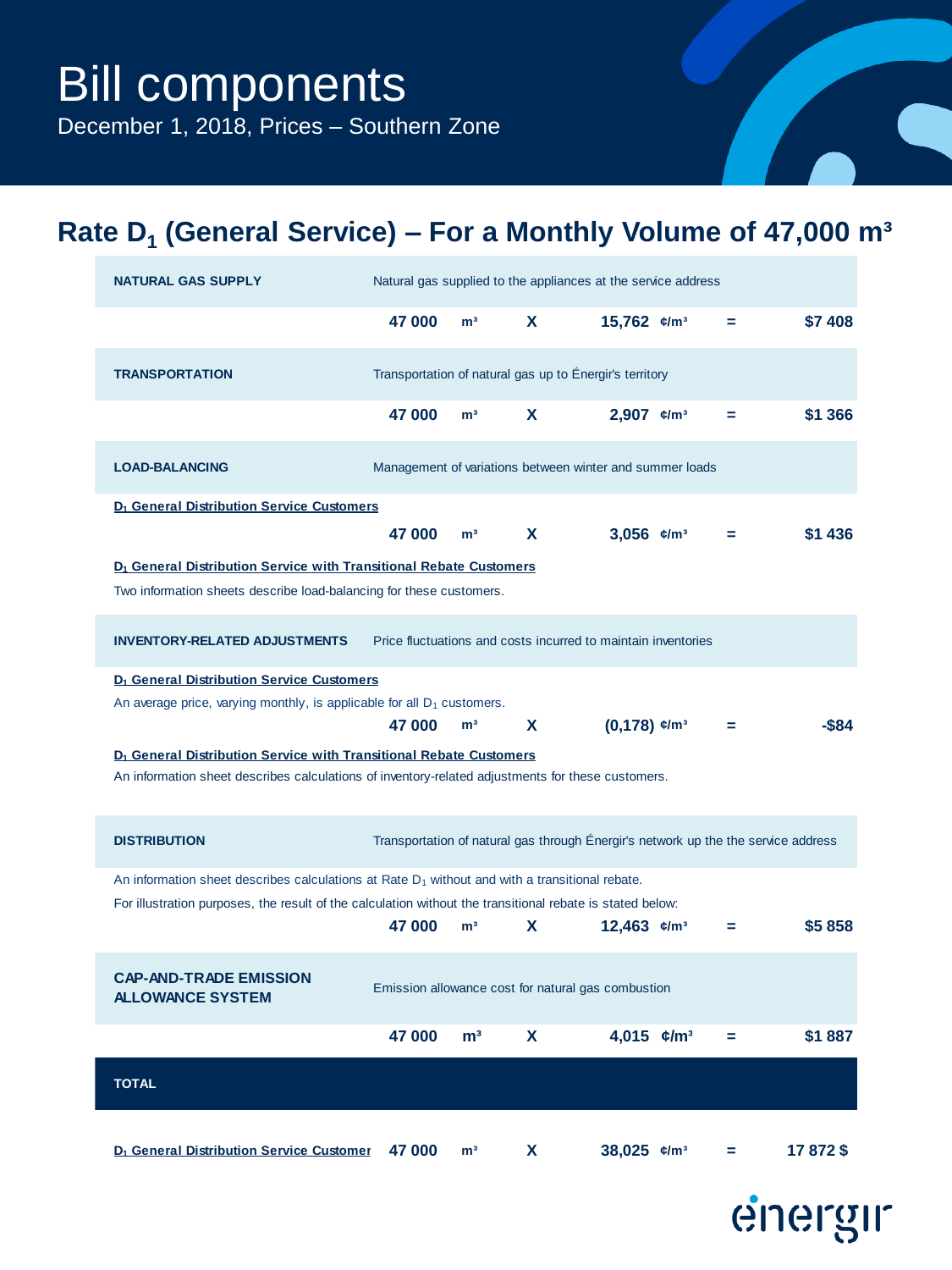# Bill components

December 1, 2018, Prices – Southern Zone

## Rate $D_1$ (General Service) – For a Monthly Volume of 47,000 m³

**NATURAL GAS SUPPLY** — Natural gas supplied to the appliances at the service address

| | | | | | | |
|---|---|---|---|---|---|---|
| **47 000** | m³ | X | **15,762** | ¢/m³ | = | **$7 408** |

**TRANSPORTATION** — Transportation of natural gas up to Énergir's territory

| | | | | | | |
|---|---|---|---|---|---|---|
| **47 000** | m³ | X | **2,907** | ¢/m³ | = | **$1 366** |

**LOAD-BALANCING** — Management of variations between winter and summer loads

**$D_1$ General Distribution Service Customers**

| | | | | | | |
|---|---|---|---|---|---|---|
| **47 000** | m³ | X | **3,056** | ¢/m³ | = | **$1 436** |

**$D_1$ General Distribution Service with Transitional Rebate Customers**

Two information sheets describe load-balancing for these customers.

**INVENTORY-RELATED ADJUSTMENTS** — Price fluctuations and costs incurred to maintain inventories

**$D_1$ General Distribution Service Customers**

An average price, varying monthly, is applicable for all $D_1$ customers.

| | | | | | | |
|---|---|---|---|---|---|---|
| **47 000** | m³ | X | **(0,178)** | ¢/m³ | = | **-$84** |

**$D_1$ General Distribution Service with Transitional Rebate Customers**

An information sheet describes calculations of inventory-related adjustments for these customers.

**DISTRIBUTION** — Transportation of natural gas through Énergir's network up the the service address

An information sheet describes calculations at Rate $D_1$ without and with a transitional rebate.

For illustration purposes, the result of the calculation without the transitional rebate is stated below:

| | | | | | | |
|---|---|---|---|---|---|---|
| **47 000** | m³ | X | **12,463** | ¢/m³ | = | **$5 858** |

**CAP-AND-TRADE EMISSION ALLOWANCE SYSTEM** — Emission allowance cost for natural gas combustion

| | | | | | | |
|---|---|---|---|---|---|---|
| **47 000** | m³ | X | **4,015** | ¢/m³ | = | **$1 887** |

**TOTAL**

| | | | | | | | |
|---|---|---|---|---|---|---|---|
| **$D_1$ General Distribution Service Customer** | **47 000** | m³ | X | **38,025** | ¢/m³ | = | **17 872 $** |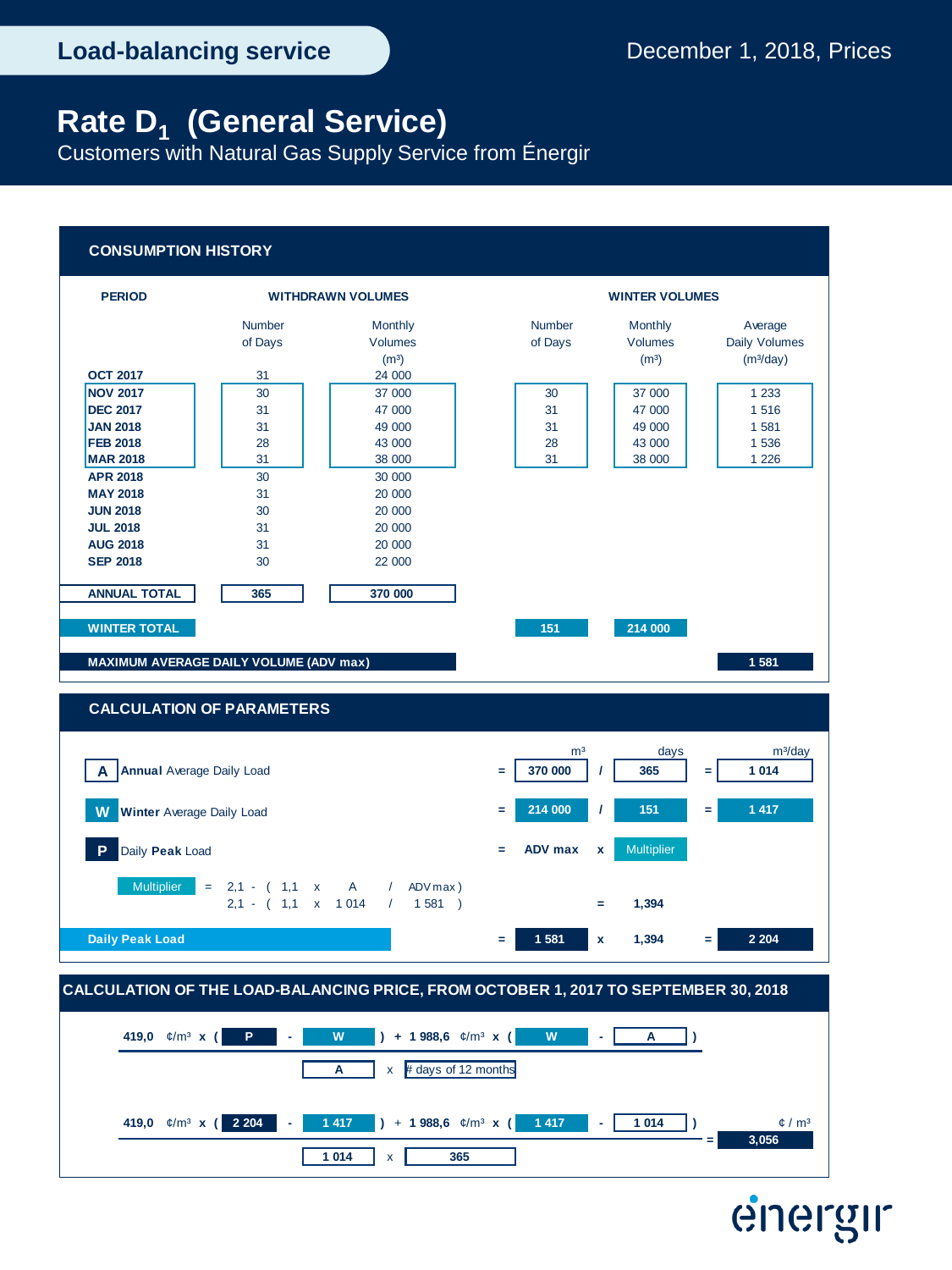Load-balancing service

December 1, 2018, Prices

# Rate $D_1$ (General Service)

Customers with Natural Gas Supply Service from Énergir

## CONSUMPTION HISTORY

| PERIOD | WITHDRAWN VOLUMES | | WINTER VOLUMES | | |
|---|---|---|---|---|---|
| | Number of Days | Monthly Volumes (m³) | Number of Days | Monthly Volumes (m³) | Average Daily Volumes (m³/day) |
| OCT 2017 | 31 | 24 000 | | | |
| NOV 2017 | 30 | 37 000 | 30 | 37 000 | 1 233 |
| DEC 2017 | 31 | 47 000 | 31 | 47 000 | 1 516 |
| JAN 2018 | 31 | 49 000 | 31 | 49 000 | 1 581 |
| FEB 2018 | 28 | 43 000 | 28 | 43 000 | 1 536 |
| MAR 2018 | 31 | 38 000 | 31 | 38 000 | 1 226 |
| APR 2018 | 30 | 30 000 | | | |
| MAY 2018 | 31 | 20 000 | | | |
| JUN 2018 | 30 | 20 000 | | | |
| JUL 2018 | 31 | 20 000 | | | |
| AUG 2018 | 31 | 20 000 | | | |
| SEP 2018 | 30 | 22 000 | | | |
| ANNUAL TOTAL | 365 | 370 000 | | | |
| WINTER TOTAL | | | 151 | 214 000 | |
| MAXIMUM AVERAGE DAILY VOLUME (ADV max) | | | | | 1 581 |

## CALCULATION OF PARAMETERS

| | | m³ | | days | | m³/day |
|---|---|---|---|---|---|---|
| **A** Annual Average Daily Load | = | 370 000 | / | 365 | = | 1 014 |
| **W** Winter Average Daily Load | = | 214 000 | / | 151 | = | 1 417 |
| **P** Daily Peak Load | = | ADV max | x | Multiplier | | |

Multiplier = 2,1 - ( 1,1 x A / ADV max )

2,1 - ( 1,1 x 1 014 / 1 581 ) = 1,394

**Daily Peak Load** = 1 581 x 1,394 = 2 204

## CALCULATION OF THE LOAD-BALANCING PRICE, FROM OCTOBER 1, 2017 TO SEPTEMBER 30, 2018

$$\frac{419{,}0\ ¢/m^3 \times (P - W) + 1\,988{,}6\ ¢/m^3 \times (W - A)}{A \times \#\text{ days of 12 months}}$$

$$\frac{419{,}0\ ¢/m^3 \times (2\,204 - 1\,417) + 1\,988{,}6\ ¢/m^3 \times (1\,417 - 1\,014)}{1\,014 \times 365} = 3{,}056\ ¢/m^3$$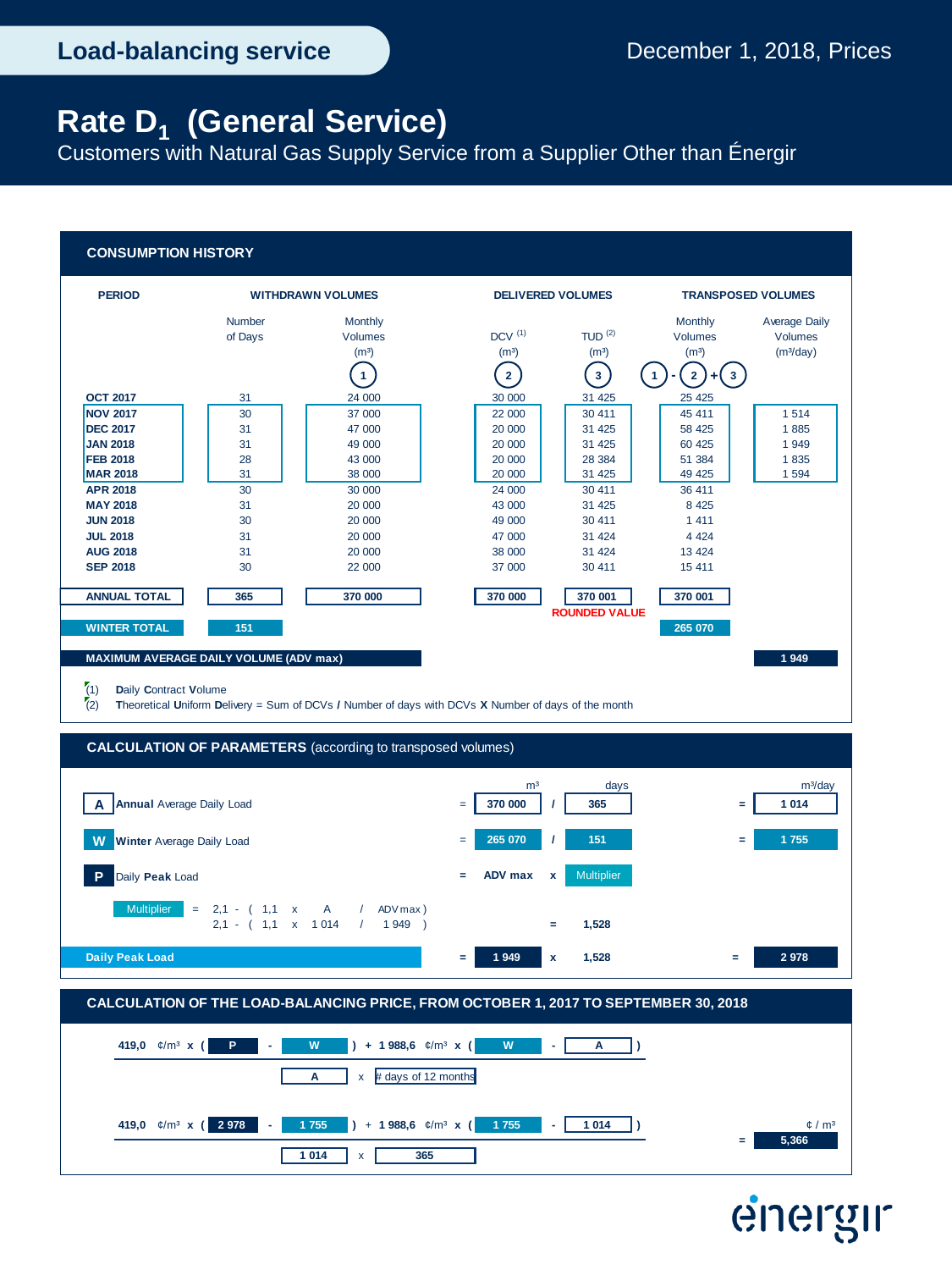# Load-balancing service

December 1, 2018, Prices

# Rate $D_1$ (General Service)

Customers with Natural Gas Supply Service from a Supplier Other than Énergir

## CONSUMPTION HISTORY

| PERIOD | WITHDRAWN VOLUMES | | DELIVERED VOLUMES | | TRANSPOSED VOLUMES | |
|---|---|---|---|---|---|---|
| | Number of Days | Monthly Volumes (m³) | DCV [(1)] (m³) | TUD [(2)] (m³) | Monthly Volumes (m³) | Average Daily Volumes (m³/day) |
| | | (1) | (2) | (3) | (1) - (2) + (3) | |
| OCT 2017 | 31 | 24 000 | 30 000 | 31 425 | 25 425 | |
| NOV 2017 | 30 | 37 000 | 22 000 | 30 411 | 45 411 | 1 514 |
| DEC 2017 | 31 | 47 000 | 20 000 | 31 425 | 58 425 | 1 885 |
| JAN 2018 | 31 | 49 000 | 20 000 | 31 425 | 60 425 | 1 949 |
| FEB 2018 | 28 | 43 000 | 20 000 | 28 384 | 51 384 | 1 835 |
| MAR 2018 | 31 | 38 000 | 20 000 | 31 425 | 49 425 | 1 594 |
| APR 2018 | 30 | 30 000 | 24 000 | 30 411 | 36 411 | |
| MAY 2018 | 31 | 20 000 | 43 000 | 31 425 | 8 425 | |
| JUN 2018 | 30 | 20 000 | 49 000 | 30 411 | 1 411 | |
| JUL 2018 | 31 | 20 000 | 47 000 | 31 424 | 4 424 | |
| AUG 2018 | 31 | 20 000 | 38 000 | 31 424 | 13 424 | |
| SEP 2018 | 30 | 22 000 | 37 000 | 30 411 | 15 411 | |
| ANNUAL TOTAL | 365 | 370 000 | 370 000 | 370 001 (ROUNDED VALUE) | 370 001 | |
| WINTER TOTAL | 151 | | | | 265 070 | |
| MAXIMUM AVERAGE DAILY VOLUME (ADV max) | | | | | | 1 949 |

(1) **D**aily **C**ontract **V**olume

(2) **T**heoretical **U**niform **D**elivery = Sum of DCVs / Number of days with DCVs X Number of days of the month

## CALCULATION OF PARAMETERS (according to transposed volumes)

| | | m³ | | days | | m³/day |
|---|---|---|---|---|---|---|
| **A** **Annual** Average Daily Load | = | 370 000 | / | 365 | = | 1 014 |
| **W** **Winter** Average Daily Load | = | 265 070 | / | 151 | = | 1 755 |
| **P** Daily **Peak** Load | = | ADV max | x | Multiplier | | |

Multiplier = 2,1 - ( 1,1 x A / ADV max )

2,1 - ( 1,1 x 1 014 / 1 949 ) = 1,528

**Daily Peak Load** = 1 949 x 1,528 = **2 978**

## CALCULATION OF THE LOAD-BALANCING PRICE, FROM OCTOBER 1, 2017 TO SEPTEMBER 30, 2018

$$\frac{419{,}0 \text{ ¢/m}^3 \times (P - W) + 1\,988{,}6 \text{ ¢/m}^3 \times (W - A)}{A \times \text{\# days of 12 months}}$$

$$\frac{419{,}0 \text{ ¢/m}^3 \times (2\,978 - 1\,755) + 1\,988{,}6 \text{ ¢/m}^3 \times (1\,755 - 1\,014)}{1\,014 \times 365} = 5{,}366 \text{ ¢/m}^3$$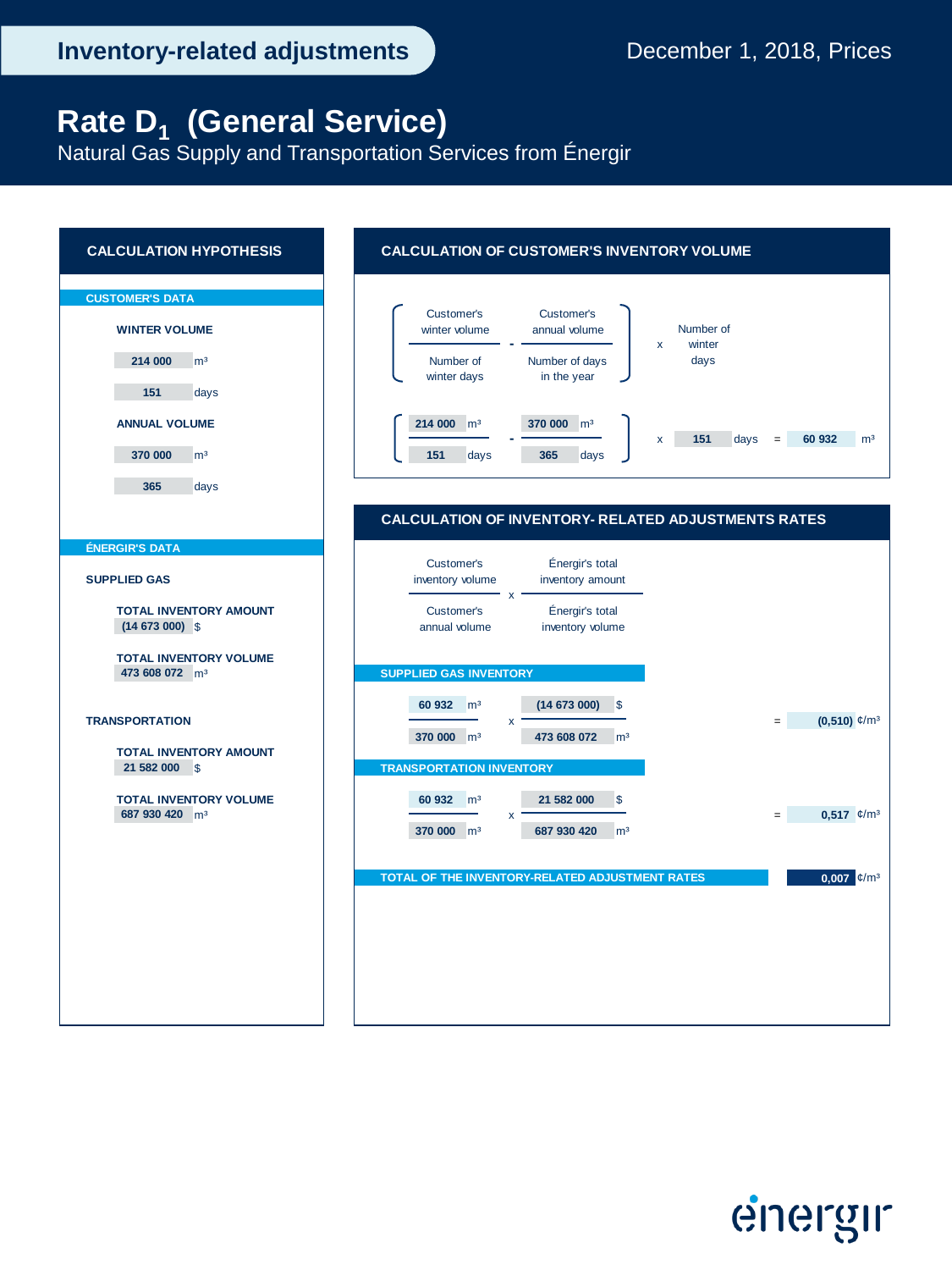# Inventory-related adjustments

December 1, 2018, Prices

## Rate $D_1$ (General Service)

Natural Gas Supply and Transportation Services from Énergir

### CALCULATION HYPOTHESIS

**CUSTOMER'S DATA**

**WINTER VOLUME**

214 000 m³

151 days

**ANNUAL VOLUME**

370 000 m³

365 days

**ÉNERGIR'S DATA**

**SUPPLIED GAS**

**TOTAL INVENTORY AMOUNT**
(14 673 000) $

**TOTAL INVENTORY VOLUME**
473 608 072 m³

**TRANSPORTATION**

**TOTAL INVENTORY AMOUNT**
21 582 000 $

**TOTAL INVENTORY VOLUME**
687 930 420 m³

### CALCULATION OF CUSTOMER'S INVENTORY VOLUME

$$\left[ \frac{\text{Customer's winter volume}}{\text{Number of winter days}} - \frac{\text{Customer's annual volume}}{\text{Number of days in the year}} \right] \times \text{Number of winter days}$$

$$\left[ \frac{214\,000 \text{ m}^3}{151 \text{ days}} - \frac{370\,000 \text{ m}^3}{365 \text{ days}} \right] \times 151 \text{ days} = 60\,932 \text{ m}^3$$

### CALCULATION OF INVENTORY- RELATED ADJUSTMENTS RATES

$$\frac{\text{Customer's inventory volume}}{\text{Customer's annual volume}} \times \frac{\text{Énergir's total inventory amount}}{\text{Énergir's total inventory volume}}$$

**SUPPLIED GAS INVENTORY**

$$\frac{60\,932 \text{ m}^3}{370\,000 \text{ m}^3} \times \frac{(14\,673\,000) \text{ \$}}{473\,608\,072 \text{ m}^3} = (0{,}510) \text{ ¢/m}^3$$

**TRANSPORTATION INVENTORY**

$$\frac{60\,932 \text{ m}^3}{370\,000 \text{ m}^3} \times \frac{21\,582\,000 \text{ \$}}{687\,930\,420 \text{ m}^3} = 0{,}517 \text{ ¢/m}^3$$

**TOTAL OF THE INVENTORY-RELATED ADJUSTMENT RATES** 0,007 ¢/m³

énergir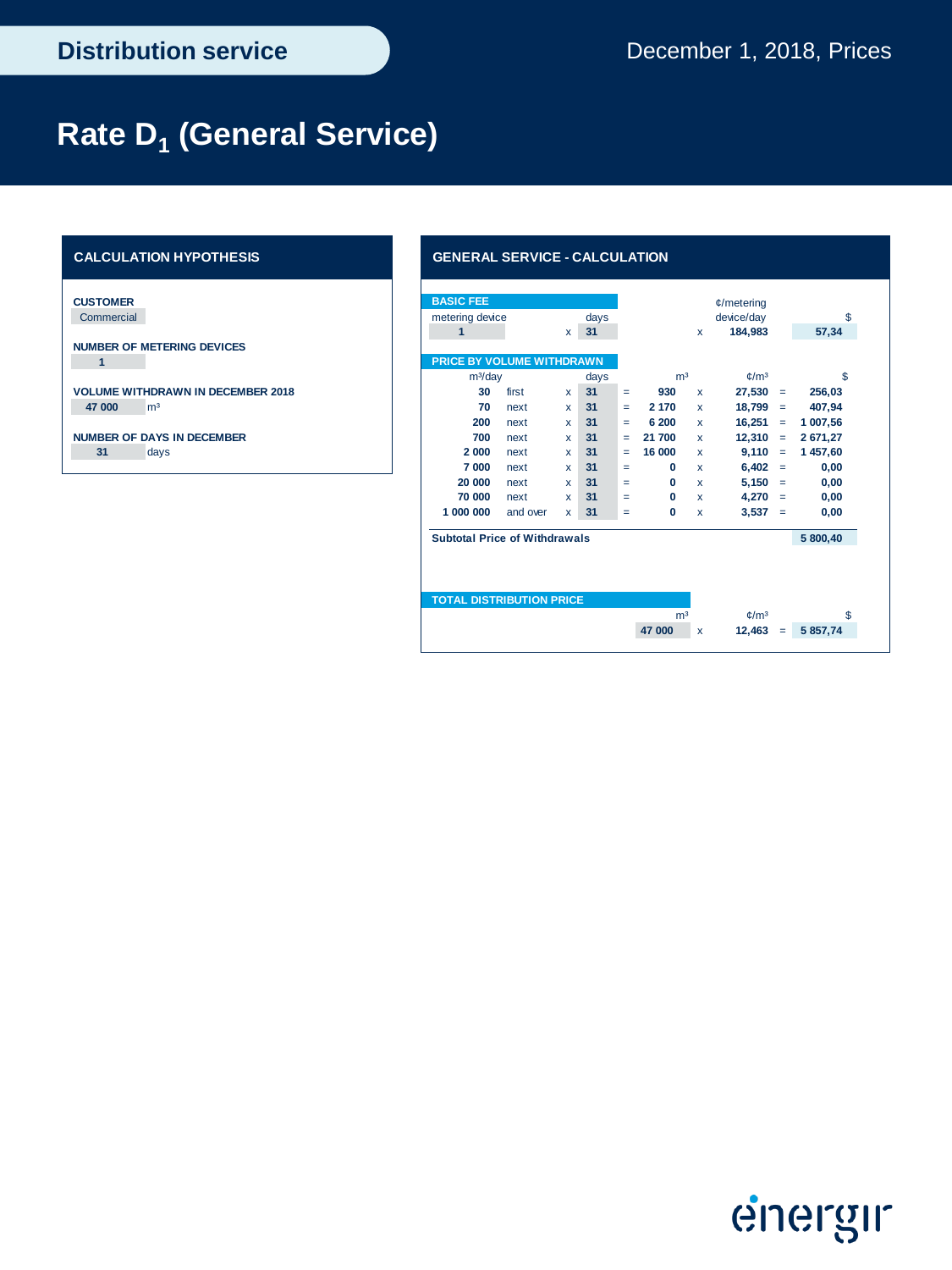## Distribution service

December 1, 2018, Prices

# Rate $D_1$ (General Service)

### CALCULATION HYPOTHESIS

**CUSTOMER**
Commercial

**NUMBER OF METERING DEVICES**
1

**VOLUME WITHDRAWN IN DECEMBER 2018**
47 000 m³

**NUMBER OF DAYS IN DECEMBER**
31 days

### GENERAL SERVICE - CALCULATION

**BASIC FEE**

| metering device | | days | | ¢/metering device/day | | $ |
|---|---|---|---|---|---|---|
| 1 | x | 31 | x | 184,983 | | 57,34 |

**PRICE BY VOLUME WITHDRAWN**

| m³/day | | | days | | m³ | | ¢/m³ | | $ |
|---|---|---|---|---|---|---|---|---|---|
| 30 | first | x | 31 | = | 930 | x | 27,530 | = | 256,03 |
| 70 | next | x | 31 | = | 2 170 | x | 18,799 | = | 407,94 |
| 200 | next | x | 31 | = | 6 200 | x | 16,251 | = | 1 007,56 |
| 700 | next | x | 31 | = | 21 700 | x | 12,310 | = | 2 671,27 |
| 2 000 | next | x | 31 | = | 16 000 | x | 9,110 | = | 1 457,60 |
| 7 000 | next | x | 31 | = | 0 | x | 6,402 | = | 0,00 |
| 20 000 | next | x | 31 | = | 0 | x | 5,150 | = | 0,00 |
| 70 000 | next | x | 31 | = | 0 | x | 4,270 | = | 0,00 |
| 1 000 000 | and over | x | 31 | = | 0 | x | 3,537 | = | 0,00 |

**Subtotal Price of Withdrawals** 5 800,40

**TOTAL DISTRIBUTION PRICE**

| m³ | | ¢/m³ | | $ |
|---|---|---|---|---|
| 47 000 | x | 12,463 | = | 5 857,74 |